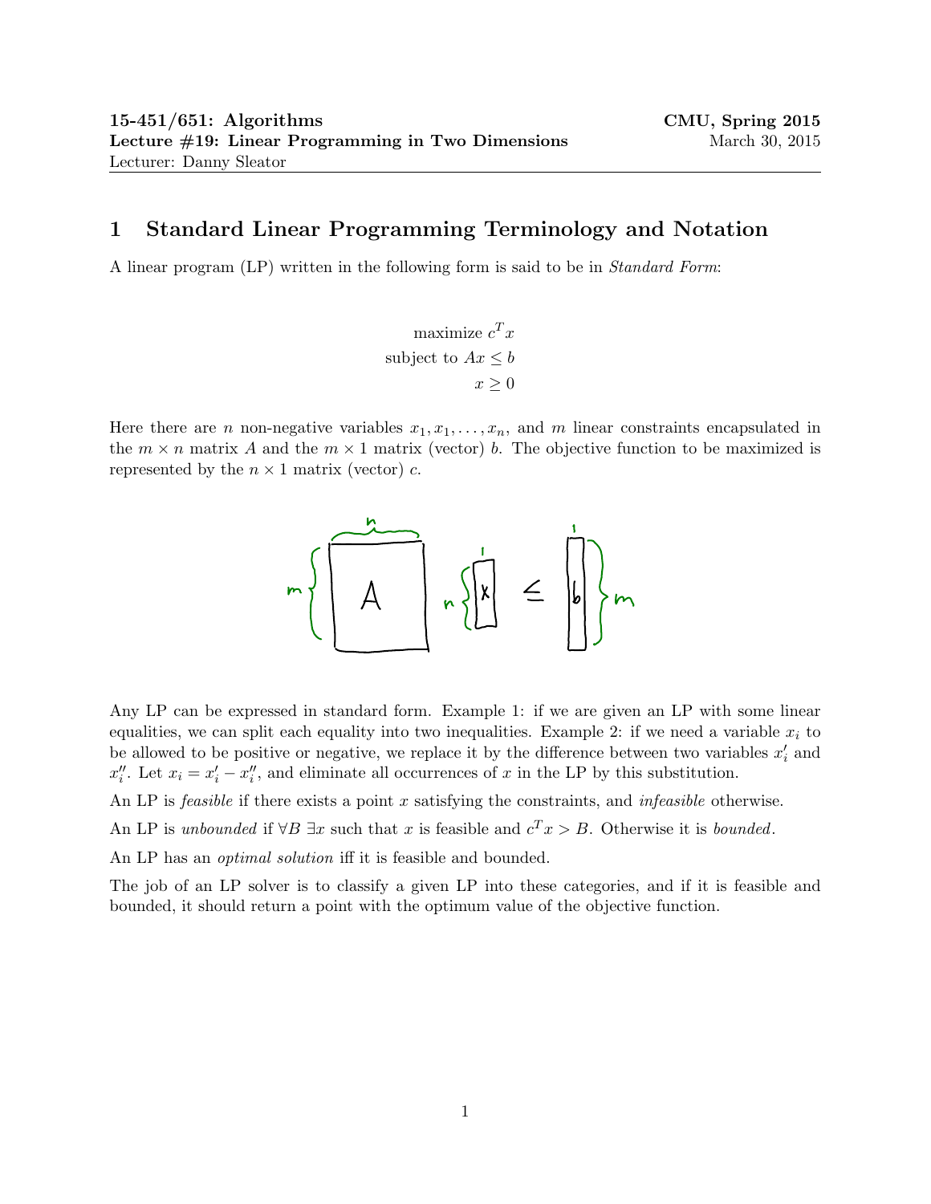**15-451/651: Algorithms** **CMU, Spring 2015**
**Lecture #19: Linear Programming in Two Dimensions** March 30, 2015
Lecturer: Danny Sleator

# 1 Standard Linear Programming Terminology and Notation

A linear program (LP) written in the following form is said to be in *Standard Form*:

$$
\begin{aligned}
\text{maximize } & c^T x \\
\text{subject to } & Ax \leq b \\
& x \geq 0
\end{aligned}
$$

Here there are $n$ non-negative variables $x_1, x_1, \ldots, x_n$, and $m$ linear constraints encapsulated in the $m \times n$ matrix $A$ and the $m \times 1$ matrix (vector) $b$. The objective function to be maximized is represented by the $n \times 1$ matrix (vector) $c$.

Any LP can be expressed in standard form. Example 1: if we are given an LP with some linear equalities, we can split each equality into two inequalities. Example 2: if we need a variable $x_i$ to be allowed to be positive or negative, we replace it by the difference between two variables $x_i'$ and $x_i''$. Let $x_i = x_i' - x_i''$, and eliminate all occurrences of $x$ in the LP by this substitution.

An LP is *feasible* if there exists a point $x$ satisfying the constraints, and *infeasible* otherwise.

An LP is *unbounded* if $\forall B \; \exists x$ such that $x$ is feasible and $c^T x > B$. Otherwise it is *bounded*.

An LP has an *optimal solution* iff it is feasible and bounded.

The job of an LP solver is to classify a given LP into these categories, and if it is feasible and bounded, it should return a point with the optimum value of the objective function.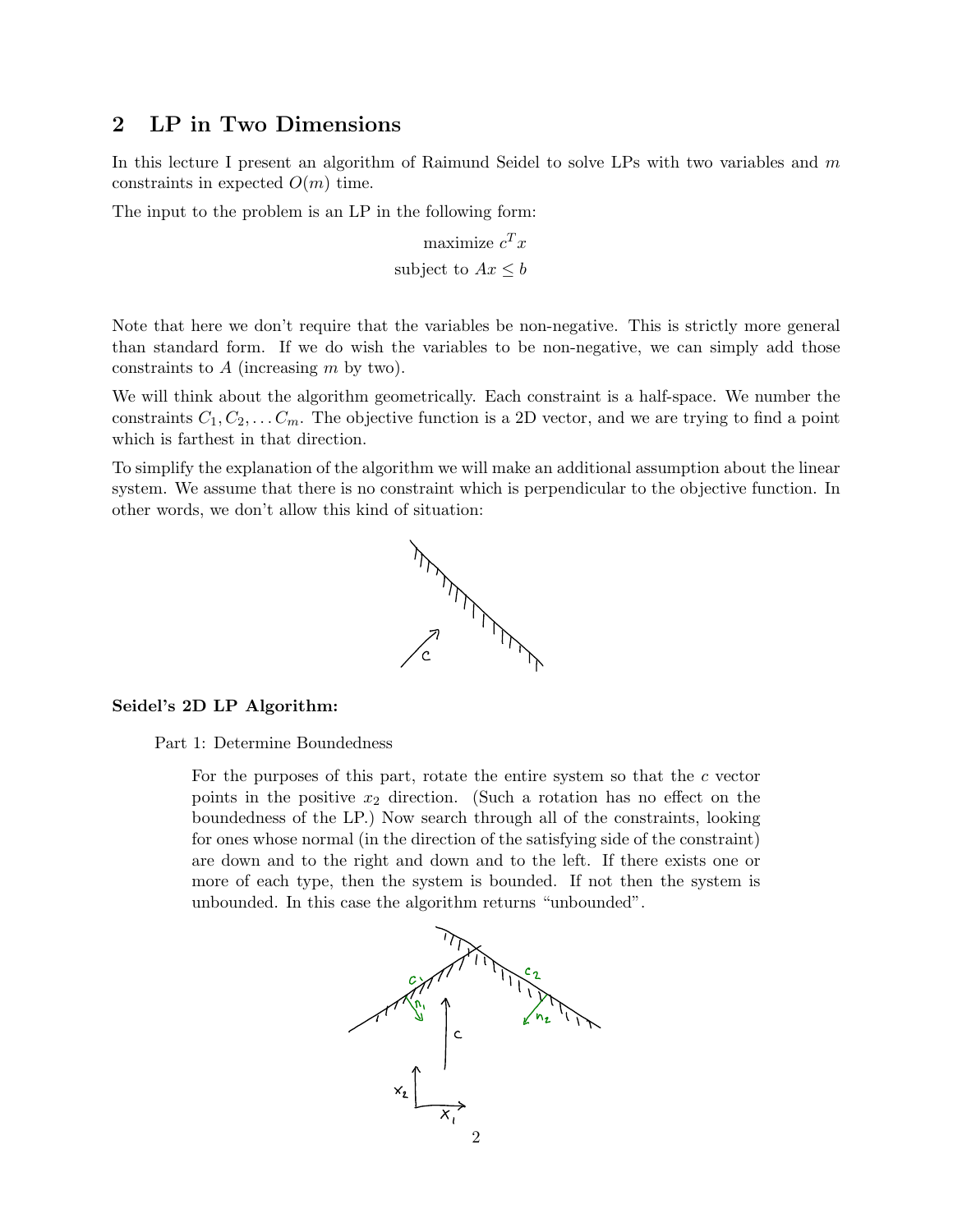## 2 LP in Two Dimensions

In this lecture I present an algorithm of Raimund Seidel to solve LPs with two variables and $m$ constraints in expected $O(m)$ time.

The input to the problem is an LP in the following form:

$$\text{maximize } c^T x$$
$$\text{subject to } Ax \leq b$$

Note that here we don't require that the variables be non-negative. This is strictly more general than standard form. If we do wish the variables to be non-negative, we can simply add those constraints to $A$ (increasing $m$ by two).

We will think about the algorithm geometrically. Each constraint is a half-space. We number the constraints $C_1, C_2, \ldots C_m$. The objective function is a 2D vector, and we are trying to find a point which is farthest in that direction.

To simplify the explanation of the algorithm we will make an additional assumption about the linear system. We assume that there is no constraint which is perpendicular to the objective function. In other words, we don't allow this kind of situation:

**Seidel's 2D LP Algorithm:**

Part 1: Determine Boundedness

For the purposes of this part, rotate the entire system so that the $c$ vector points in the positive $x_2$ direction. (Such a rotation has no effect on the boundedness of the LP.) Now search through all of the constraints, looking for ones whose normal (in the direction of the satisfying side of the constraint) are down and to the right and down and to the left. If there exists one or more of each type, then the system is bounded. If not then the system is unbounded. In this case the algorithm returns "unbounded".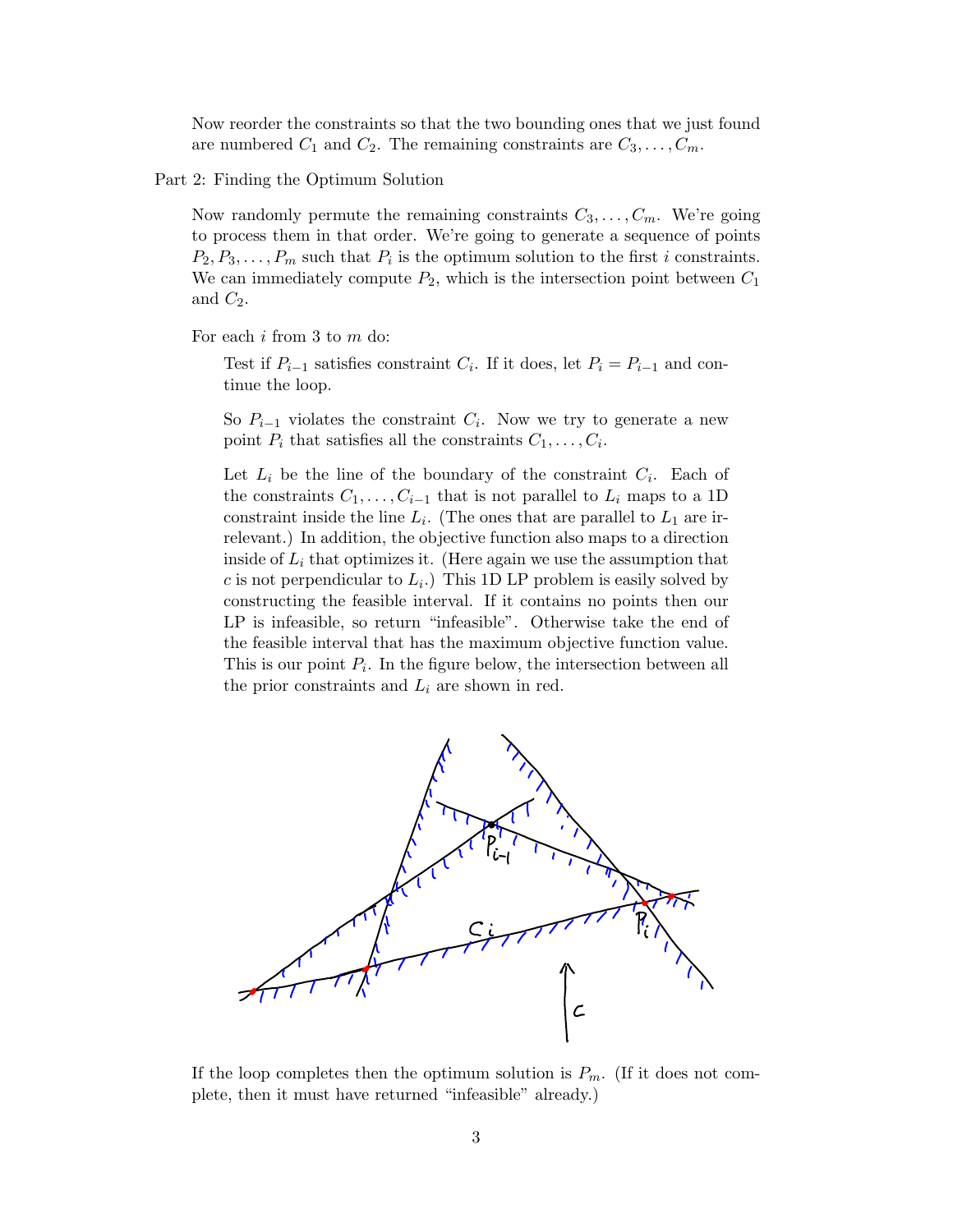Now reorder the constraints so that the two bounding ones that we just found are numbered $C_1$ and $C_2$. The remaining constraints are $C_3, \ldots, C_m$.

Part 2: Finding the Optimum Solution

Now randomly permute the remaining constraints $C_3, \ldots, C_m$. We're going to process them in that order. We're going to generate a sequence of points $P_2, P_3, \ldots, P_m$ such that $P_i$ is the optimum solution to the first $i$ constraints. We can immediately compute $P_2$, which is the intersection point between $C_1$ and $C_2$.

For each $i$ from 3 to $m$ do:

Test if $P_{i-1}$ satisfies constraint $C_i$. If it does, let $P_i = P_{i-1}$ and continue the loop.

So $P_{i-1}$ violates the constraint $C_i$. Now we try to generate a new point $P_i$ that satisfies all the constraints $C_1, \ldots, C_i$.

Let $L_i$ be the line of the boundary of the constraint $C_i$. Each of the constraints $C_1, \ldots, C_{i-1}$ that is not parallel to $L_i$ maps to a 1D constraint inside the line $L_i$. (The ones that are parallel to $L_1$ are irrelevant.) In addition, the objective function also maps to a direction inside of $L_i$ that optimizes it. (Here again we use the assumption that $c$ is not perpendicular to $L_i$.) This 1D LP problem is easily solved by constructing the feasible interval. If it contains no points then our LP is infeasible, so return "infeasible". Otherwise take the end of the feasible interval that has the maximum objective function value. This is our point $P_i$. In the figure below, the intersection between all the prior constraints and $L_i$ are shown in red.

If the loop completes then the optimum solution is $P_m$. (If it does not complete, then it must have returned "infeasible" already.)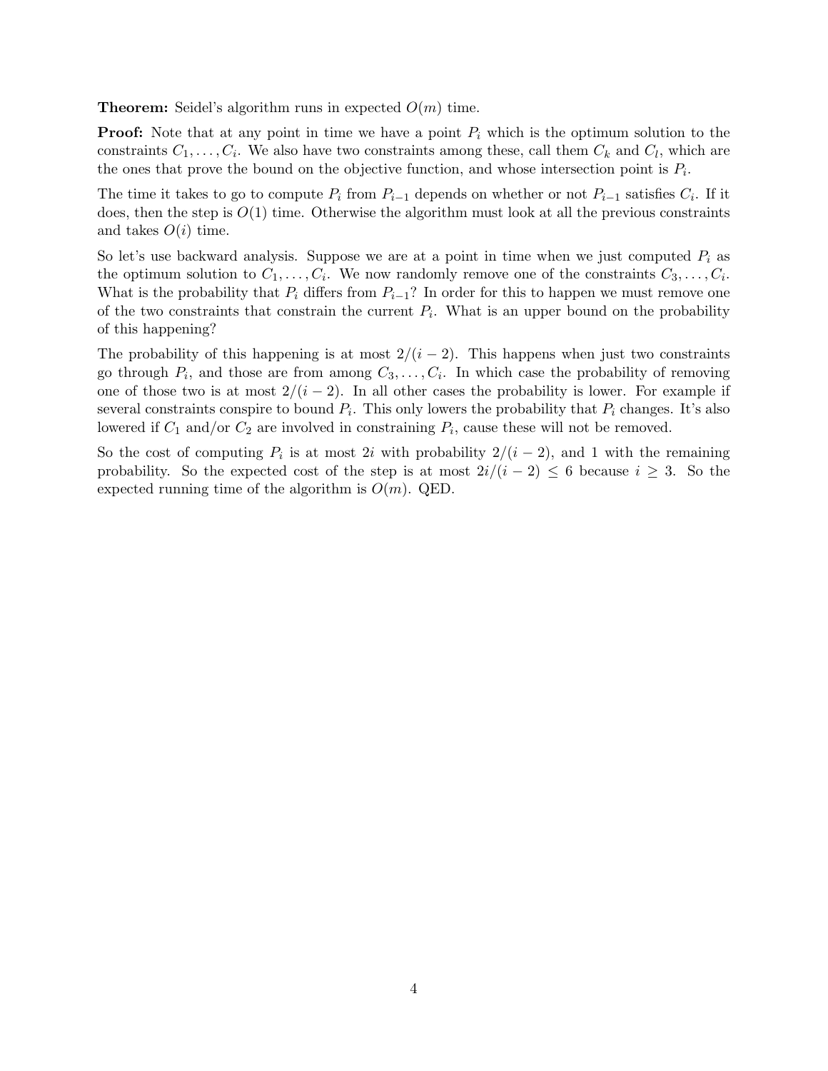**Theorem:** Seidel's algorithm runs in expected $O(m)$ time.

**Proof:** Note that at any point in time we have a point $P_i$ which is the optimum solution to the constraints $C_1, \ldots, C_i$. We also have two constraints among these, call them $C_k$ and $C_l$, which are the ones that prove the bound on the objective function, and whose intersection point is $P_i$.

The time it takes to go to compute $P_i$ from $P_{i-1}$ depends on whether or not $P_{i-1}$ satisfies $C_i$. If it does, then the step is $O(1)$ time. Otherwise the algorithm must look at all the previous constraints and takes $O(i)$ time.

So let's use backward analysis. Suppose we are at a point in time when we just computed $P_i$ as the optimum solution to $C_1, \ldots, C_i$. We now randomly remove one of the constraints $C_3, \ldots, C_i$. What is the probability that $P_i$ differs from $P_{i-1}$? In order for this to happen we must remove one of the two constraints that constrain the current $P_i$. What is an upper bound on the probability of this happening?

The probability of this happening is at most $2/(i-2)$. This happens when just two constraints go through $P_i$, and those are from among $C_3, \ldots, C_i$. In which case the probability of removing one of those two is at most $2/(i-2)$. In all other cases the probability is lower. For example if several constraints conspire to bound $P_i$. This only lowers the probability that $P_i$ changes. It's also lowered if $C_1$ and/or $C_2$ are involved in constraining $P_i$, cause these will not be removed.

So the cost of computing $P_i$ is at most $2i$ with probability $2/(i-2)$, and 1 with the remaining probability. So the expected cost of the step is at most $2i/(i-2) \leq 6$ because $i \geq 3$. So the expected running time of the algorithm is $O(m)$. QED.